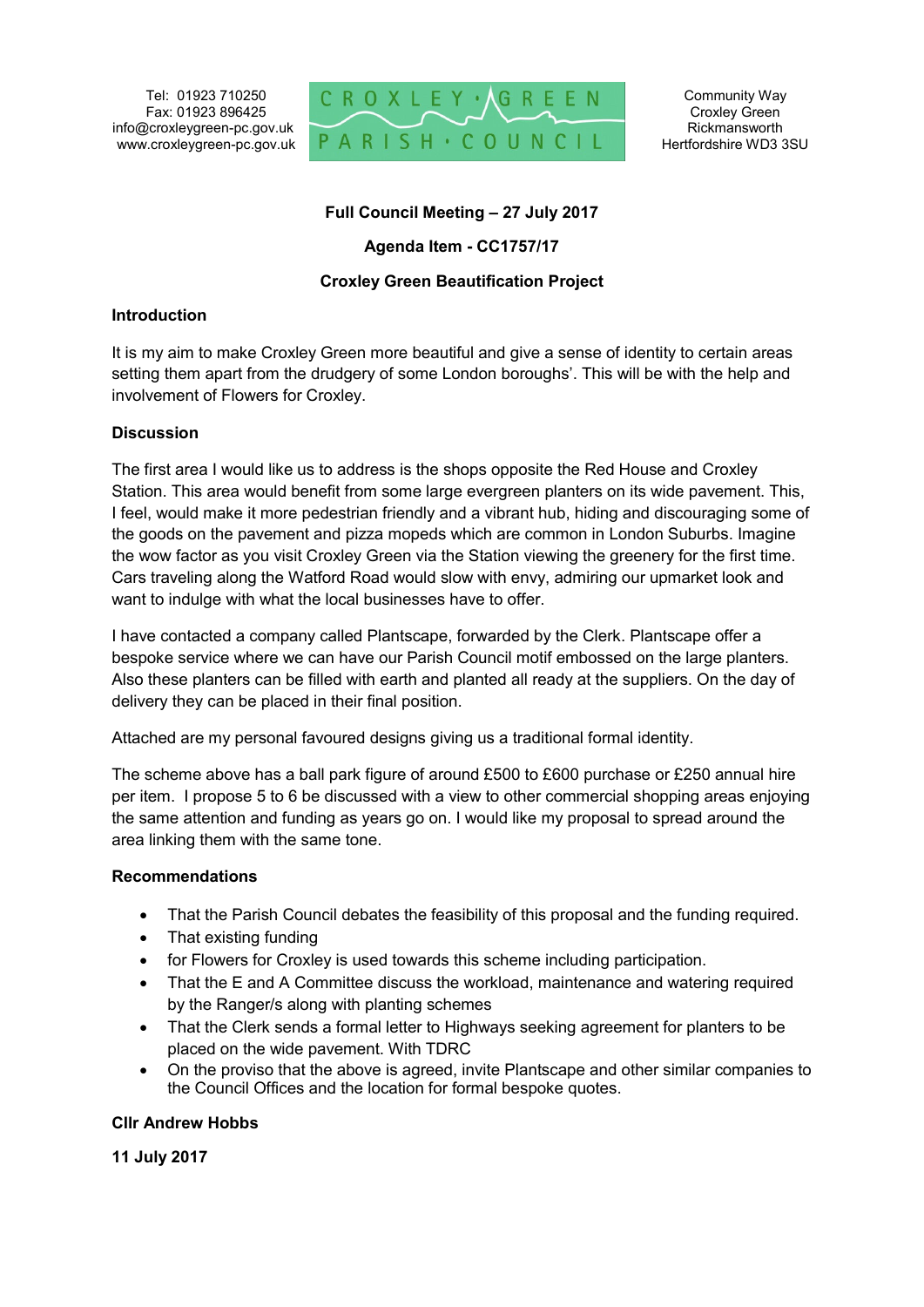Tel: 01923 710250
Fax: 01923 896425
info@croxleygreen-pc.gov.uk
www.croxleygreen-pc.gov.uk

CROXLEY GREEN PARISH COUNCIL

Community Way
Croxley Green
Rickmansworth
Hertfordshire WD3 3SU

**Full Council Meeting – 27 July 2017**

**Agenda Item - CC1757/17**

**Croxley Green Beautification Project**

**Introduction**

It is my aim to make Croxley Green more beautiful and give a sense of identity to certain areas setting them apart from the drudgery of some London boroughs'. This will be with the help and involvement of Flowers for Croxley.

**Discussion**

The first area I would like us to address is the shops opposite the Red House and Croxley Station. This area would benefit from some large evergreen planters on its wide pavement. This, I feel, would make it more pedestrian friendly and a vibrant hub, hiding and discouraging some of the goods on the pavement and pizza mopeds which are common in London Suburbs. Imagine the wow factor as you visit Croxley Green via the Station viewing the greenery for the first time. Cars traveling along the Watford Road would slow with envy, admiring our upmarket look and want to indulge with what the local businesses have to offer.

I have contacted a company called Plantscape, forwarded by the Clerk. Plantscape offer a bespoke service where we can have our Parish Council motif embossed on the large planters. Also these planters can be filled with earth and planted all ready at the suppliers. On the day of delivery they can be placed in their final position.

Attached are my personal favoured designs giving us a traditional formal identity.

The scheme above has a ball park figure of around £500 to £600 purchase or £250 annual hire per item. I propose 5 to 6 be discussed with a view to other commercial shopping areas enjoying the same attention and funding as years go on. I would like my proposal to spread around the area linking them with the same tone.

**Recommendations**

- That the Parish Council debates the feasibility of this proposal and the funding required.
- That existing funding
- for Flowers for Croxley is used towards this scheme including participation.
- That the E and A Committee discuss the workload, maintenance and watering required by the Ranger/s along with planting schemes
- That the Clerk sends a formal letter to Highways seeking agreement for planters to be placed on the wide pavement. With TDRC
- On the proviso that the above is agreed, invite Plantscape and other similar companies to the Council Offices and the location for formal bespoke quotes.

**Cllr Andrew Hobbs**

**11 July 2017**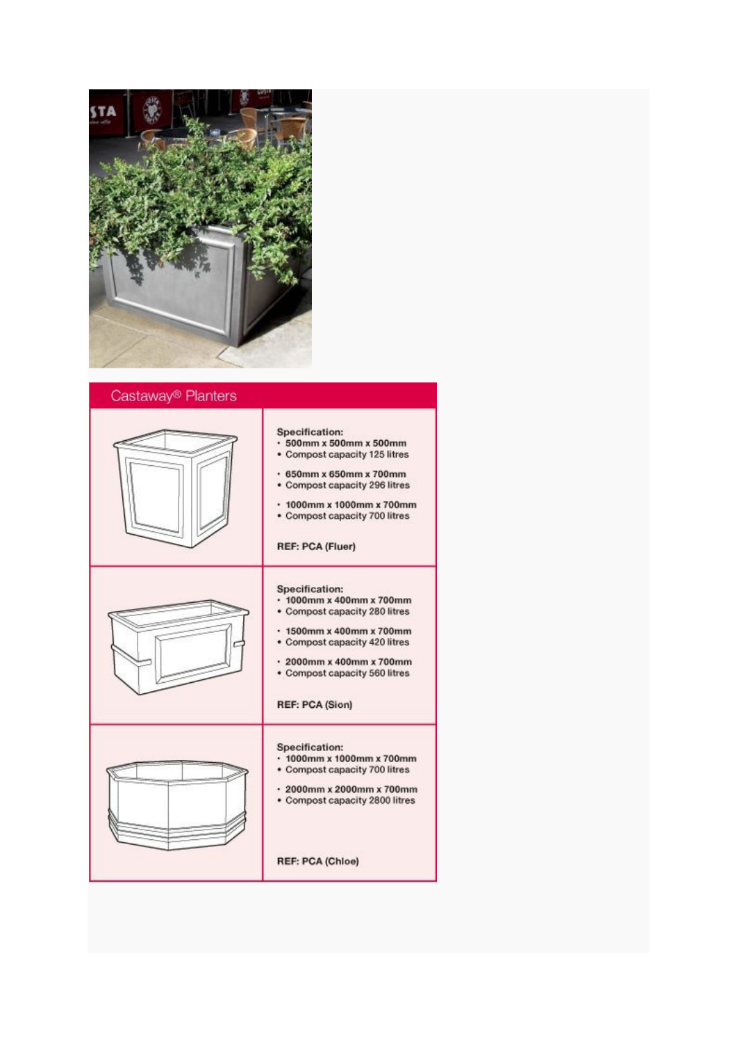## Castaway® Planters

| | |
|---|---|
| | **Specification:**<br>• 500mm x 500mm x 500mm<br>• Compost capacity 125 litres<br><br>• 650mm x 650mm x 700mm<br>• Compost capacity 296 litres<br><br>• 1000mm x 1000mm x 700mm<br>• Compost capacity 700 litres<br><br>**REF: PCA (Fluer)** |
| | **Specification:**<br>• 1000mm x 400mm x 700mm<br>• Compost capacity 280 litres<br><br>• 1500mm x 400mm x 700mm<br>• Compost capacity 420 litres<br><br>• 2000mm x 400mm x 700mm<br>• Compost capacity 560 litres<br><br>**REF: PCA (Sion)** |
| | **Specification:**<br>• 1000mm x 1000mm x 700mm<br>• Compost capacity 700 litres<br><br>• 2000mm x 2000mm x 700mm<br>• Compost capacity 2800 litres<br><br>**REF: PCA (Chloe)** |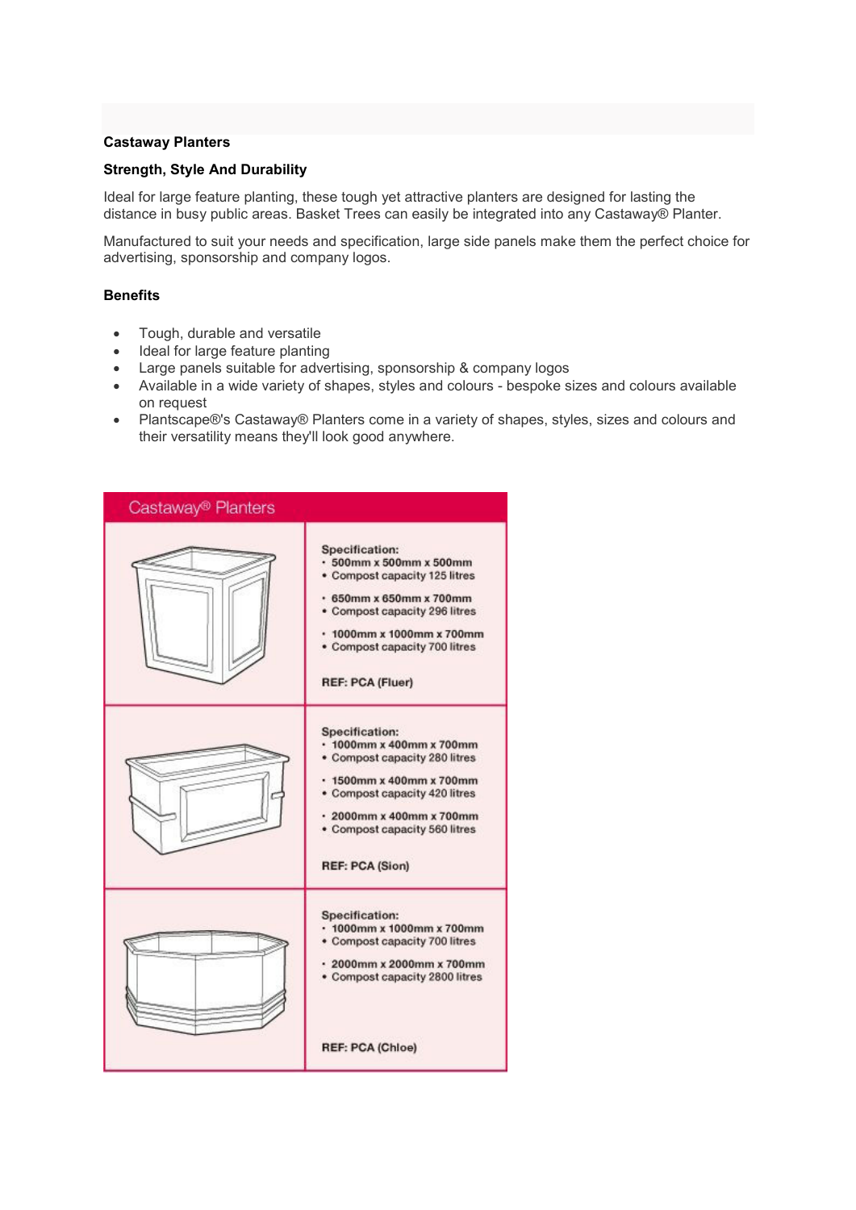**Castaway Planters**

**Strength, Style And Durability**

Ideal for large feature planting, these tough yet attractive planters are designed for lasting the distance in busy public areas. Basket Trees can easily be integrated into any Castaway® Planter.

Manufactured to suit your needs and specification, large side panels make them the perfect choice for advertising, sponsorship and company logos.

**Benefits**

- Tough, durable and versatile
- Ideal for large feature planting
- Large panels suitable for advertising, sponsorship & company logos
- Available in a wide variety of shapes, styles and colours - bespoke sizes and colours available on request
- Plantscape®'s Castaway® Planters come in a variety of shapes, styles, sizes and colours and their versatility means they'll look good anywhere.

## Castaway® Planters

**Specification:**
- 500mm x 500mm x 500mm
- Compost capacity 125 litres
- 650mm x 650mm x 700mm
- Compost capacity 296 litres
- 1000mm x 1000mm x 700mm
- Compost capacity 700 litres

**REF: PCA (Fluer)**

**Specification:**
- 1000mm x 400mm x 700mm
- Compost capacity 280 litres
- 1500mm x 400mm x 700mm
- Compost capacity 420 litres
- 2000mm x 400mm x 700mm
- Compost capacity 560 litres

**REF: PCA (Sion)**

**Specification:**
- 1000mm x 1000mm x 700mm
- Compost capacity 700 litres
- 2000mm x 2000mm x 700mm
- Compost capacity 2800 litres

**REF: PCA (Chloe)**